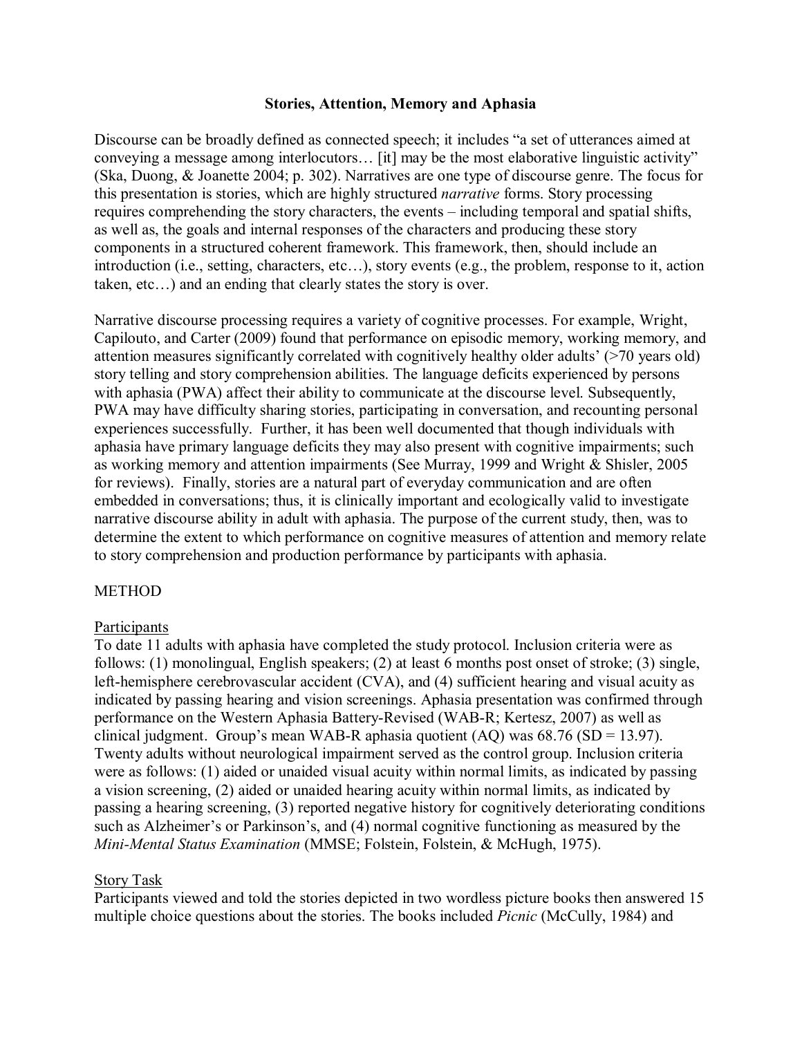# Stories, Attention, Memory and Aphasia

Discourse can be broadly defined as connected speech; it includes "a set of utterances aimed at conveying a message among interlocutors… [it] may be the most elaborative linguistic activity" (Ska, Duong, & Joanette 2004; p. 302). Narratives are one type of discourse genre. The focus for this presentation is stories, which are highly structured *narrative* forms. Story processing requires comprehending the story characters, the events – including temporal and spatial shifts, as well as, the goals and internal responses of the characters and producing these story components in a structured coherent framework. This framework, then, should include an introduction (i.e., setting, characters, etc…), story events (e.g., the problem, response to it, action taken, etc…) and an ending that clearly states the story is over.

Narrative discourse processing requires a variety of cognitive processes. For example, Wright, Capilouto, and Carter (2009) found that performance on episodic memory, working memory, and attention measures significantly correlated with cognitively healthy older adults' (>70 years old) story telling and story comprehension abilities. The language deficits experienced by persons with aphasia (PWA) affect their ability to communicate at the discourse level. Subsequently, PWA may have difficulty sharing stories, participating in conversation, and recounting personal experiences successfully. Further, it has been well documented that though individuals with aphasia have primary language deficits they may also present with cognitive impairments; such as working memory and attention impairments (See Murray, 1999 and Wright & Shisler, 2005 for reviews). Finally, stories are a natural part of everyday communication and are often embedded in conversations; thus, it is clinically important and ecologically valid to investigate narrative discourse ability in adult with aphasia. The purpose of the current study, then, was to determine the extent to which performance on cognitive measures of attention and memory relate to story comprehension and production performance by participants with aphasia.

## METHOD

### Participants

To date 11 adults with aphasia have completed the study protocol. Inclusion criteria were as follows: (1) monolingual, English speakers; (2) at least 6 months post onset of stroke; (3) single, left-hemisphere cerebrovascular accident (CVA), and (4) sufficient hearing and visual acuity as indicated by passing hearing and vision screenings. Aphasia presentation was confirmed through performance on the Western Aphasia Battery-Revised (WAB-R; Kertesz, 2007) as well as clinical judgment. Group's mean WAB-R aphasia quotient (AQ) was 68.76 (SD = 13.97). Twenty adults without neurological impairment served as the control group. Inclusion criteria were as follows: (1) aided or unaided visual acuity within normal limits, as indicated by passing a vision screening, (2) aided or unaided hearing acuity within normal limits, as indicated by passing a hearing screening, (3) reported negative history for cognitively deteriorating conditions such as Alzheimer's or Parkinson's, and (4) normal cognitive functioning as measured by the *Mini-Mental Status Examination* (MMSE; Folstein, Folstein, & McHugh, 1975).

### Story Task

Participants viewed and told the stories depicted in two wordless picture books then answered 15 multiple choice questions about the stories. The books included *Picnic* (McCully, 1984) and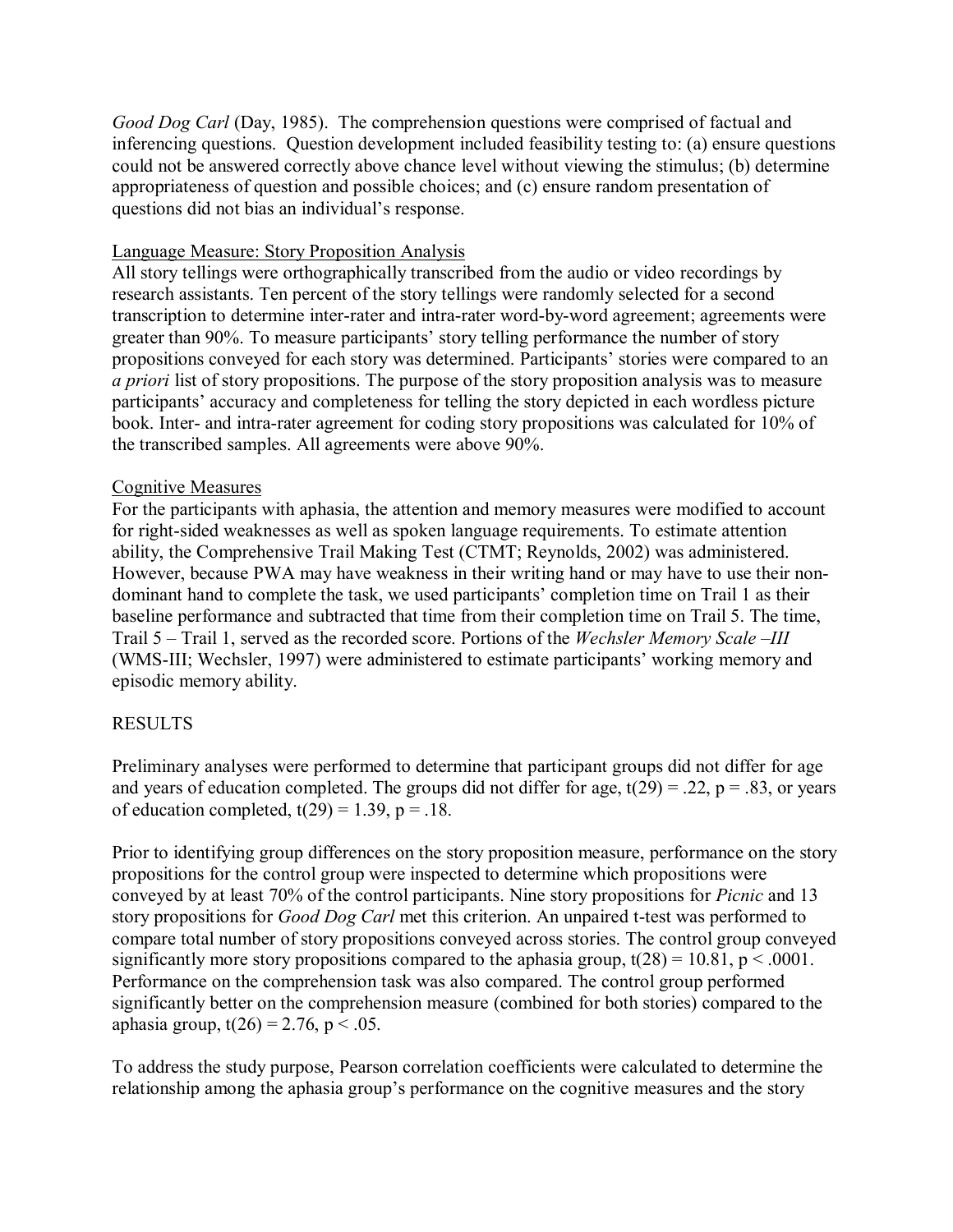*Good Dog Carl* (Day, 1985). The comprehension questions were comprised of factual and inferencing questions. Question development included feasibility testing to: (a) ensure questions could not be answered correctly above chance level without viewing the stimulus; (b) determine appropriateness of question and possible choices; and (c) ensure random presentation of questions did not bias an individual's response.

## Language Measure: Story Proposition Analysis

All story tellings were orthographically transcribed from the audio or video recordings by research assistants. Ten percent of the story tellings were randomly selected for a second transcription to determine inter-rater and intra-rater word-by-word agreement; agreements were greater than 90%. To measure participants' story telling performance the number of story propositions conveyed for each story was determined. Participants' stories were compared to an *a priori* list of story propositions. The purpose of the story proposition analysis was to measure participants' accuracy and completeness for telling the story depicted in each wordless picture book. Inter- and intra-rater agreement for coding story propositions was calculated for 10% of the transcribed samples. All agreements were above 90%.

## Cognitive Measures

For the participants with aphasia, the attention and memory measures were modified to account for right-sided weaknesses as well as spoken language requirements. To estimate attention ability, the Comprehensive Trail Making Test (CTMT; Reynolds, 2002) was administered. However, because PWA may have weakness in their writing hand or may have to use their non-dominant hand to complete the task, we used participants' completion time on Trail 1 as their baseline performance and subtracted that time from their completion time on Trail 5. The time, Trail 5 – Trail 1, served as the recorded score. Portions of the *Wechsler Memory Scale –III* (WMS-III; Wechsler, 1997) were administered to estimate participants' working memory and episodic memory ability.

# RESULTS

Preliminary analyses were performed to determine that participant groups did not differ for age and years of education completed. The groups did not differ for age, $t(29) = .22$, $p = .83$, or years of education completed, $t(29) = 1.39$, $p = .18$.

Prior to identifying group differences on the story proposition measure, performance on the story propositions for the control group were inspected to determine which propositions were conveyed by at least 70% of the control participants. Nine story propositions for *Picnic* and 13 story propositions for *Good Dog Carl* met this criterion. An unpaired t-test was performed to compare total number of story propositions conveyed across stories. The control group conveyed significantly more story propositions compared to the aphasia group, $t(28) = 10.81$, $p < .0001$. Performance on the comprehension task was also compared. The control group performed significantly better on the comprehension measure (combined for both stories) compared to the aphasia group, $t(26) = 2.76$, $p < .05$.

To address the study purpose, Pearson correlation coefficients were calculated to determine the relationship among the aphasia group's performance on the cognitive measures and the story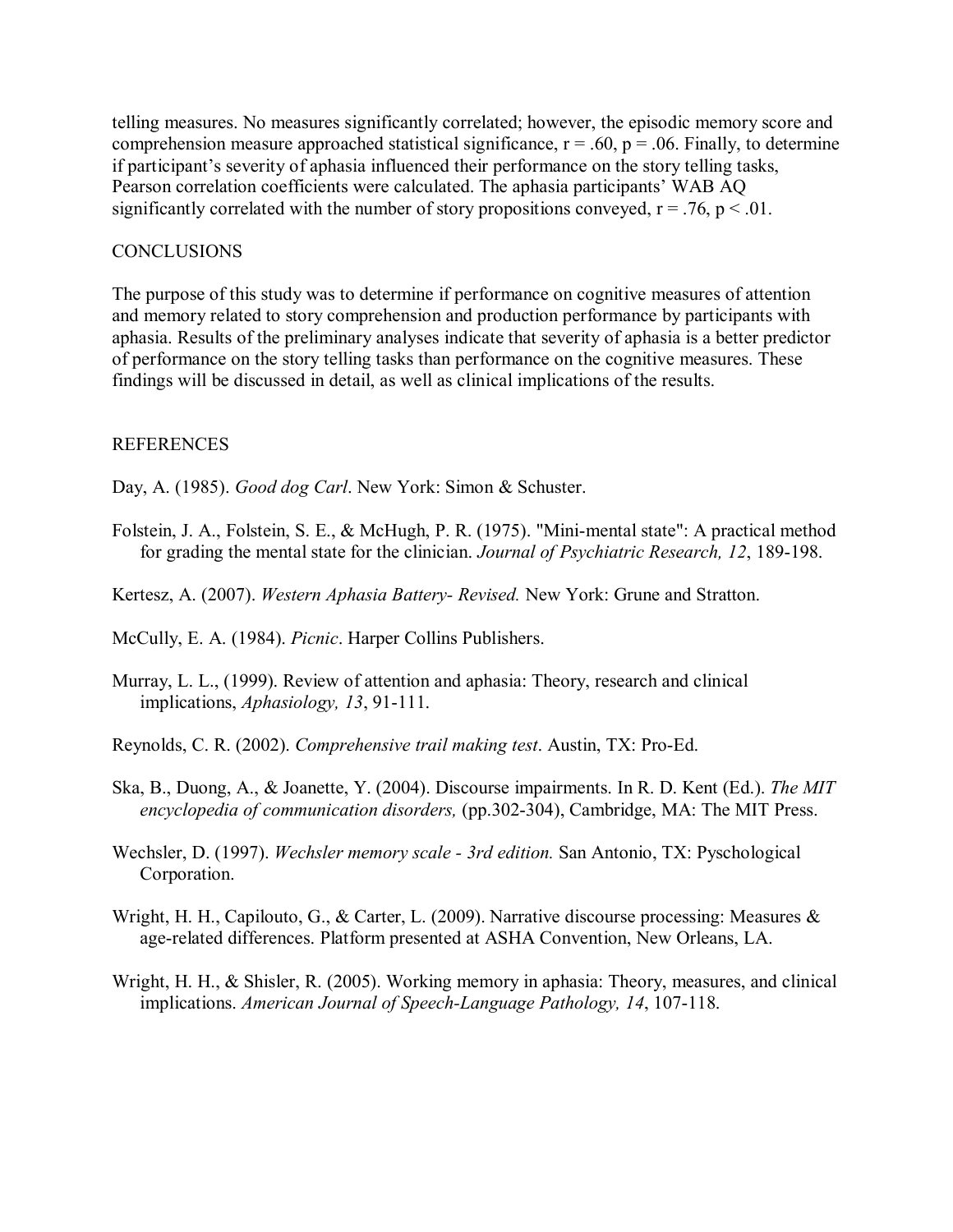telling measures. No measures significantly correlated; however, the episodic memory score and comprehension measure approached statistical significance, $r = .60$, $p = .06$. Finally, to determine if participant's severity of aphasia influenced their performance on the story telling tasks, Pearson correlation coefficients were calculated. The aphasia participants' WAB AQ significantly correlated with the number of story propositions conveyed, $r = .76$, $p < .01$.

## CONCLUSIONS

The purpose of this study was to determine if performance on cognitive measures of attention and memory related to story comprehension and production performance by participants with aphasia. Results of the preliminary analyses indicate that severity of aphasia is a better predictor of performance on the story telling tasks than performance on the cognitive measures. These findings will be discussed in detail, as well as clinical implications of the results.

## REFERENCES

Day, A. (1985). *Good dog Carl*. New York: Simon & Schuster.

Folstein, J. A., Folstein, S. E., & McHugh, P. R. (1975). "Mini-mental state": A practical method for grading the mental state for the clinician. *Journal of Psychiatric Research, 12*, 189-198.

Kertesz, A. (2007). *Western Aphasia Battery- Revised.* New York: Grune and Stratton.

McCully, E. A. (1984). *Picnic*. Harper Collins Publishers.

Murray, L. L., (1999). Review of attention and aphasia: Theory, research and clinical implications, *Aphasiology, 13*, 91-111.

Reynolds, C. R. (2002). *Comprehensive trail making test*. Austin, TX: Pro-Ed.

Ska, B., Duong, A., & Joanette, Y. (2004). Discourse impairments. In R. D. Kent (Ed.). *The MIT encyclopedia of communication disorders,* (pp.302-304), Cambridge, MA: The MIT Press.

Wechsler, D. (1997). *Wechsler memory scale - 3rd edition.* San Antonio, TX: Pyschological Corporation.

Wright, H. H., Capilouto, G., & Carter, L. (2009). Narrative discourse processing: Measures & age-related differences. Platform presented at ASHA Convention, New Orleans, LA.

Wright, H. H., & Shisler, R. (2005). Working memory in aphasia: Theory, measures, and clinical implications. *American Journal of Speech-Language Pathology, 14*, 107-118.